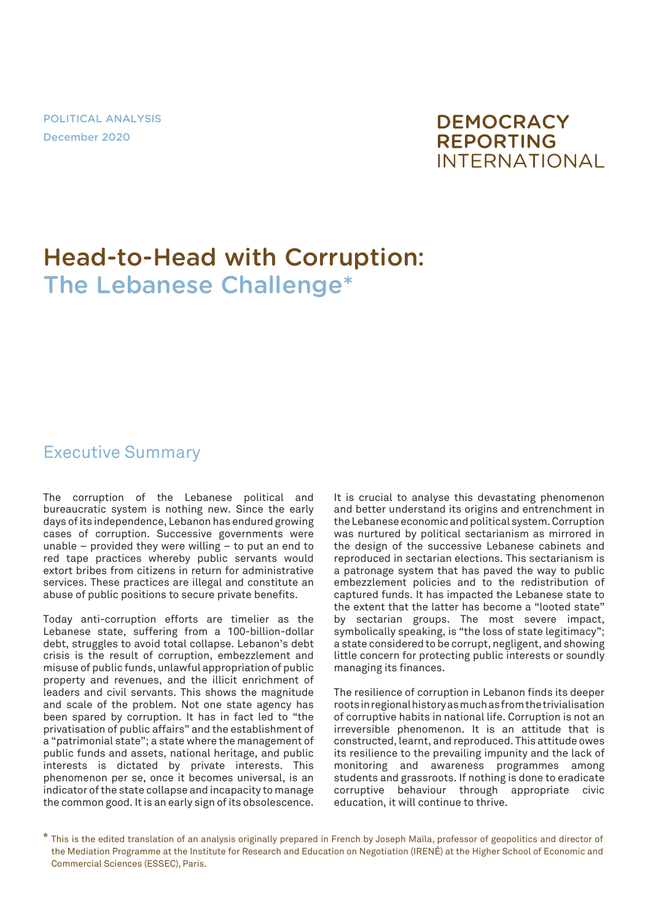POLITICAL ANALYSIS
December 2020

DEMOCRACY REPORTING INTERNATIONAL

# Head-to-Head with Corruption: The Lebanese Challenge*

## Executive Summary

The corruption of the Lebanese political and bureaucratic system is nothing new. Since the early days of its independence, Lebanon has endured growing cases of corruption. Successive governments were unable – provided they were willing – to put an end to red tape practices whereby public servants would extort bribes from citizens in return for administrative services. These practices are illegal and constitute an abuse of public positions to secure private benefits.

Today anti-corruption efforts are timelier as the Lebanese state, suffering from a 100-billion-dollar debt, struggles to avoid total collapse. Lebanon's debt crisis is the result of corruption, embezzlement and misuse of public funds, unlawful appropriation of public property and revenues, and the illicit enrichment of leaders and civil servants. This shows the magnitude and scale of the problem. Not one state agency has been spared by corruption. It has in fact led to "the privatisation of public affairs" and the establishment of a "patrimonial state"; a state where the management of public funds and assets, national heritage, and public interests is dictated by private interests. This phenomenon per se, once it becomes universal, is an indicator of the state collapse and incapacity to manage the common good. It is an early sign of its obsolescence.

It is crucial to analyse this devastating phenomenon and better understand its origins and entrenchment in the Lebanese economic and political system. Corruption was nurtured by political sectarianism as mirrored in the design of the successive Lebanese cabinets and reproduced in sectarian elections. This sectarianism is a patronage system that has paved the way to public embezzlement policies and to the redistribution of captured funds. It has impacted the Lebanese state to the extent that the latter has become a "looted state" by sectarian groups. The most severe impact, symbolically speaking, is "the loss of state legitimacy"; a state considered to be corrupt, negligent, and showing little concern for protecting public interests or soundly managing its finances.

The resilience of corruption in Lebanon finds its deeper roots in regional history as much as from the trivialisation of corruptive habits in national life. Corruption is not an irreversible phenomenon. It is an attitude that is constructed, learnt, and reproduced. This attitude owes its resilience to the prevailing impunity and the lack of monitoring and awareness programmes among students and grassroots. If nothing is done to eradicate corruptive behaviour through appropriate civic education, it will continue to thrive.

\* This is the edited translation of an analysis originally prepared in French by Joseph Maïla, professor of geopolitics and director of the Mediation Programme at the Institute for Research and Education on Negotiation (IRENÉ) at the Higher School of Economic and Commercial Sciences (ESSEC), Paris.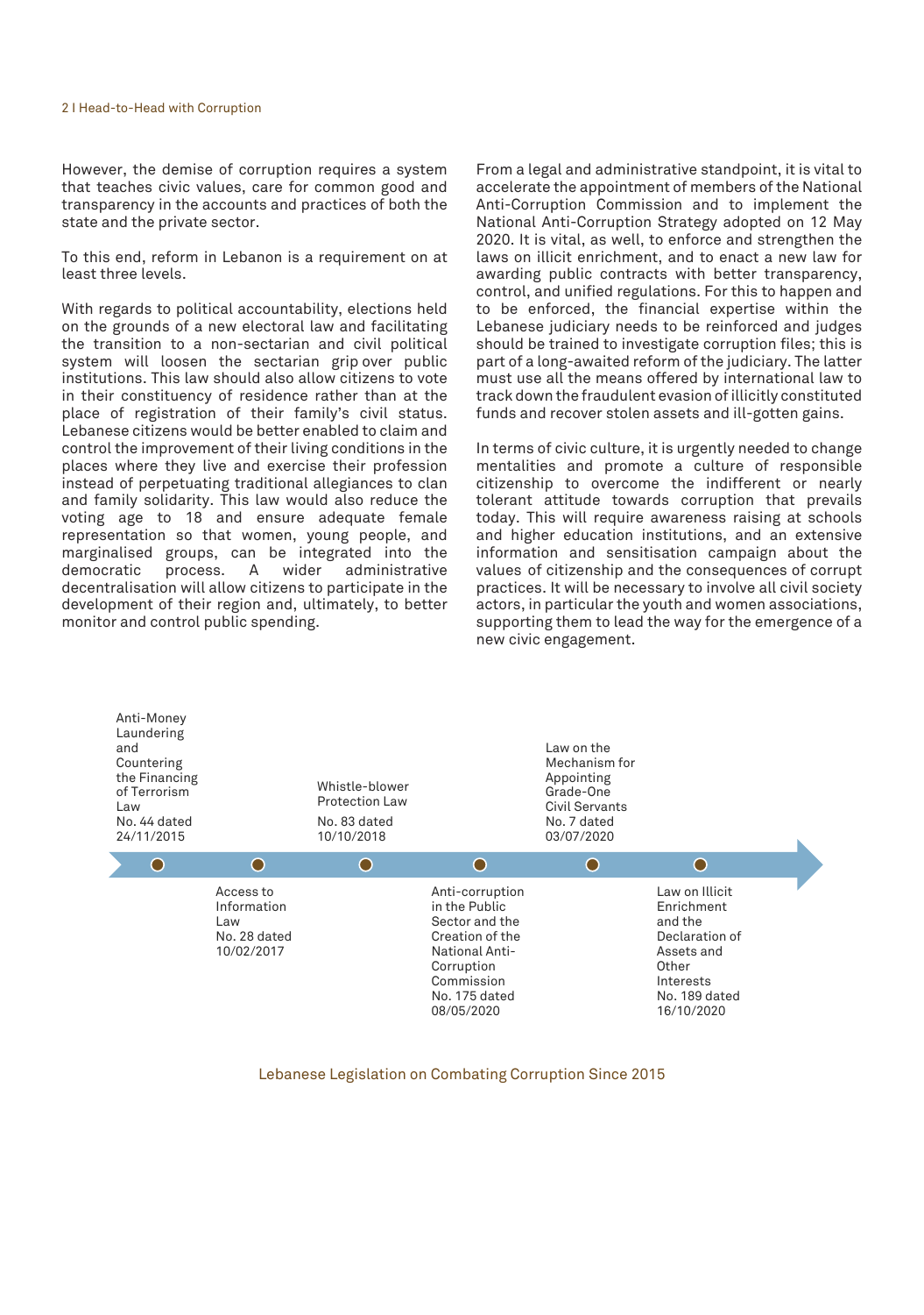However, the demise of corruption requires a system that teaches civic values, care for common good and transparency in the accounts and practices of both the state and the private sector.

To this end, reform in Lebanon is a requirement on at least three levels.

With regards to political accountability, elections held on the grounds of a new electoral law and facilitating the transition to a non-sectarian and civil political system will loosen the sectarian grip over public institutions. This law should also allow citizens to vote in their constituency of residence rather than at the place of registration of their family's civil status. Lebanese citizens would be better enabled to claim and control the improvement of their living conditions in the places where they live and exercise their profession instead of perpetuating traditional allegiances to clan and family solidarity. This law would also reduce the voting age to 18 and ensure adequate female representation so that women, young people, and marginalised groups, can be integrated into the democratic process. A wider administrative decentralisation will allow citizens to participate in the development of their region and, ultimately, to better monitor and control public spending.

From a legal and administrative standpoint, it is vital to accelerate the appointment of members of the National Anti-Corruption Commission and to implement the National Anti-Corruption Strategy adopted on 12 May 2020. It is vital, as well, to enforce and strengthen the laws on illicit enrichment, and to enact a new law for awarding public contracts with better transparency, control, and unified regulations. For this to happen and to be enforced, the financial expertise within the Lebanese judiciary needs to be reinforced and judges should be trained to investigate corruption files; this is part of a long-awaited reform of the judiciary. The latter must use all the means offered by international law to track down the fraudulent evasion of illicitly constituted funds and recover stolen assets and ill-gotten gains.

In terms of civic culture, it is urgently needed to change mentalities and promote a culture of responsible citizenship to overcome the indifferent or nearly tolerant attitude towards corruption that prevails today. This will require awareness raising at schools and higher education institutions, and an extensive information and sensitisation campaign about the values of citizenship and the consequences of corrupt practices. It will be necessary to involve all civil society actors, in particular the youth and women associations, supporting them to lead the way for the emergence of a new civic engagement.

- Anti-Money Laundering and Countering the Financing of Terrorism Law No. 44 dated 24/11/2015
- Access to Information Law No. 28 dated 10/02/2017
- Whistle-blower Protection Law No. 83 dated 10/10/2018
- Anti-corruption in the Public Sector and the Creation of the National Anti-Corruption Commission No. 175 dated 08/05/2020
- Law on the Mechanism for Appointing Grade-One Civil Servants No. 7 dated 03/07/2020
- Law on Illicit Enrichment and the Declaration of Assets and Other Interests No. 189 dated 16/10/2020

Lebanese Legislation on Combating Corruption Since 2015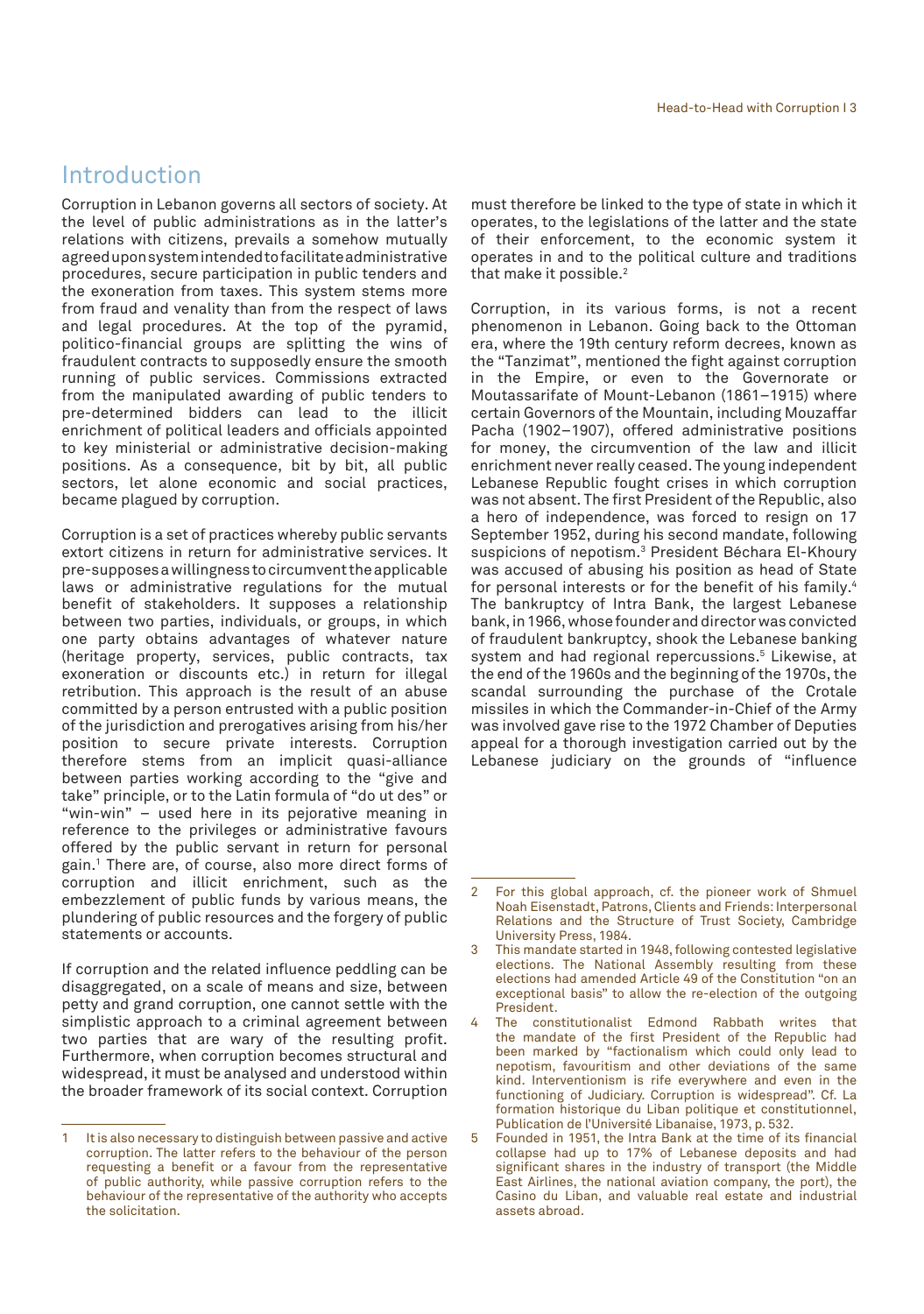# Introduction

Corruption in Lebanon governs all sectors of society. At the level of public administrations as in the latter's relations with citizens, prevails a somehow mutually agreed upon system intended to facilitate administrative procedures, secure participation in public tenders and the exoneration from taxes. This system stems more from fraud and venality than from the respect of laws and legal procedures. At the top of the pyramid, politico-financial groups are splitting the wins of fraudulent contracts to supposedly ensure the smooth running of public services. Commissions extracted from the manipulated awarding of public tenders to pre-determined bidders can lead to the illicit enrichment of political leaders and officials appointed to key ministerial or administrative decision-making positions. As a consequence, bit by bit, all public sectors, let alone economic and social practices, became plagued by corruption.

Corruption is a set of practices whereby public servants extort citizens in return for administrative services. It pre-supposes a willingness to circumvent the applicable laws or administrative regulations for the mutual benefit of stakeholders. It supposes a relationship between two parties, individuals, or groups, in which one party obtains advantages of whatever nature (heritage property, services, public contracts, tax exoneration or discounts etc.) in return for illegal retribution. This approach is the result of an abuse committed by a person entrusted with a public position of the jurisdiction and prerogatives arising from his/her position to secure private interests. Corruption therefore stems from an implicit quasi-alliance between parties working according to the "give and take" principle, or to the Latin formula of "do ut des" or "win-win" – used here in its pejorative meaning in reference to the privileges or administrative favours offered by the public servant in return for personal gain.[1] There are, of course, also more direct forms of corruption and illicit enrichment, such as the embezzlement of public funds by various means, the plundering of public resources and the forgery of public statements or accounts.

If corruption and the related influence peddling can be disaggregated, on a scale of means and size, between petty and grand corruption, one cannot settle with the simplistic approach to a criminal agreement between two parties that are wary of the resulting profit. Furthermore, when corruption becomes structural and widespread, it must be analysed and understood within the broader framework of its social context. Corruption must therefore be linked to the type of state in which it operates, to the legislations of the latter and the state of their enforcement, to the economic system it operates in and to the political culture and traditions that make it possible.[2]

Corruption, in its various forms, is not a recent phenomenon in Lebanon. Going back to the Ottoman era, where the 19th century reform decrees, known as the "Tanzimat", mentioned the fight against corruption in the Empire, or even to the Governorate or Moutassarifate of Mount-Lebanon (1861–1915) where certain Governors of the Mountain, including Mouzaffar Pacha (1902–1907), offered administrative positions for money, the circumvention of the law and illicit enrichment never really ceased. The young independent Lebanese Republic fought crises in which corruption was not absent. The first President of the Republic, also a hero of independence, was forced to resign on 17 September 1952, during his second mandate, following suspicions of nepotism.[3] President Béchara El-Khoury was accused of abusing his position as head of State for personal interests or for the benefit of his family.[4] The bankruptcy of Intra Bank, the largest Lebanese bank, in 1966, whose founder and director was convicted of fraudulent bankruptcy, shook the Lebanese banking system and had regional repercussions.[5] Likewise, at the end of the 1960s and the beginning of the 1970s, the scandal surrounding the purchase of the Crotale missiles in which the Commander-in-Chief of the Army was involved gave rise to the 1972 Chamber of Deputies appeal for a thorough investigation carried out by the Lebanese judiciary on the grounds of "influence

---

1 It is also necessary to distinguish between passive and active corruption. The latter refers to the behaviour of the person requesting a benefit or a favour from the representative of public authority, while passive corruption refers to the behaviour of the representative of the authority who accepts the solicitation.

2 For this global approach, cf. the pioneer work of Shmuel Noah Eisenstadt, Patrons, Clients and Friends: Interpersonal Relations and the Structure of Trust Society, Cambridge University Press, 1984.

3 This mandate started in 1948, following contested legislative elections. The National Assembly resulting from these elections had amended Article 49 of the Constitution "on an exceptional basis" to allow the re-election of the outgoing President.

4 The constitutionalist Edmond Rabbath writes that the mandate of the first President of the Republic had been marked by "factionalism which could only lead to nepotism, favouritism and other deviations of the same kind. Interventionism is rife everywhere and even in the functioning of Judiciary. Corruption is widespread". Cf. La formation historique du Liban politique et constitutionnel, Publication de l'Université Libanaise, 1973, p. 532.

5 Founded in 1951, the Intra Bank at the time of its financial collapse had up to 17% of Lebanese deposits and had significant shares in the industry of transport (the Middle East Airlines, the national aviation company, the port), the Casino du Liban, and valuable real estate and industrial assets abroad.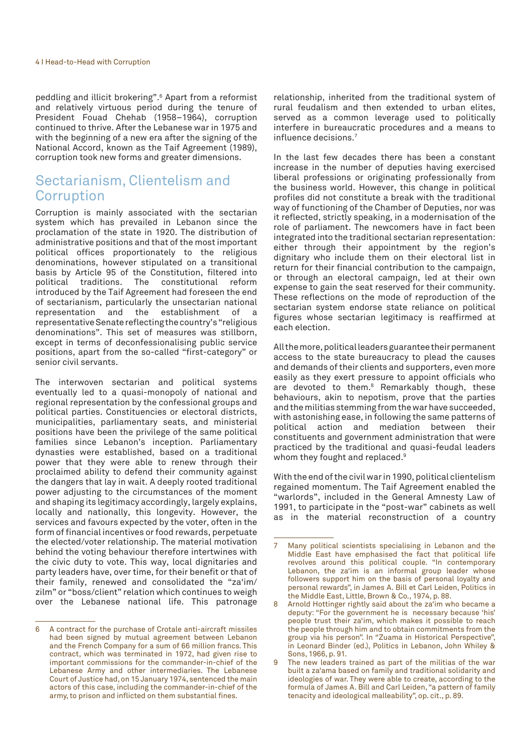peddling and illicit brokering".[6] Apart from a reformist and relatively virtuous period during the tenure of President Fouad Chehab (1958–1964), corruption continued to thrive. After the Lebanese war in 1975 and with the beginning of a new era after the signing of the National Accord, known as the Taif Agreement (1989), corruption took new forms and greater dimensions.

## Sectarianism, Clientelism and Corruption

Corruption is mainly associated with the sectarian system which has prevailed in Lebanon since the proclamation of the state in 1920. The distribution of administrative positions and that of the most important political offices proportionately to the religious denominations, however stipulated on a transitional basis by Article 95 of the Constitution, filtered into political traditions. The constitutional reform introduced by the Taif Agreement had foreseen the end of sectarianism, particularly the unsectarian national representation and the establishment of a representative Senate reflecting the country's "religious denominations". This set of measures was stillborn, except in terms of deconfessionalising public service positions, apart from the so-called "first-category" or senior civil servants.

The interwoven sectarian and political systems eventually led to a quasi-monopoly of national and regional representation by the confessional groups and political parties. Constituencies or electoral districts, municipalities, parliamentary seats, and ministerial positions have been the privilege of the same political families since Lebanon's inception. Parliamentary dynasties were established, based on a traditional power that they were able to renew through their proclaimed ability to defend their community against the dangers that lay in wait. A deeply rooted traditional power adjusting to the circumstances of the moment and shaping its legitimacy accordingly, largely explains, locally and nationally, this longevity. However, the services and favours expected by the voter, often in the form of financial incentives or food rewards, perpetuate the elected/voter relationship. The material motivation behind the voting behaviour therefore intertwines with the civic duty to vote. This way, local dignitaries and party leaders have, over time, for their benefit or that of their family, renewed and consolidated the "za'im/zilm" or "boss/client" relation which continues to weigh over the Lebanese national life. This patronage relationship, inherited from the traditional system of rural feudalism and then extended to urban elites, served as a common leverage used to politically interfere in bureaucratic procedures and a means to influence decisions.[7]

In the last few decades there has been a constant increase in the number of deputies having exercised liberal professions or originating professionally from the business world. However, this change in political profiles did not constitute a break with the traditional way of functioning of the Chamber of Deputies, nor was it reflected, strictly speaking, in a modernisation of the role of parliament. The newcomers have in fact been integrated into the traditional sectarian representation: either through their appointment by the region's dignitary who include them on their electoral list in return for their financial contribution to the campaign, or through an electoral campaign, led at their own expense to gain the seat reserved for their community. These reflections on the mode of reproduction of the sectarian system endorse state reliance on political figures whose sectarian legitimacy is reaffirmed at each election.

All the more, political leaders guarantee their permanent access to the state bureaucracy to plead the causes and demands of their clients and supporters, even more easily as they exert pressure to appoint officials who are devoted to them.[8] Remarkably though, these behaviours, akin to nepotism, prove that the parties and the militias stemming from the war have succeeded, with astonishing ease, in following the same patterns of political action and mediation between their constituents and government administration that were practiced by the traditional and quasi-feudal leaders whom they fought and replaced.[9]

With the end of the civil war in 1990, political clientelism regained momentum. The Taif Agreement enabled the "warlords", included in the General Amnesty Law of 1991, to participate in the "post-war" cabinets as well as in the material reconstruction of a country

---

6 A contract for the purchase of Crotale anti-aircraft missiles had been signed by mutual agreement between Lebanon and the French Company for a sum of 66 million francs. This contract, which was terminated in 1972, had given rise to important commissions for the commander-in-chief of the Lebanese Army and other intermediaries. The Lebanese Court of Justice had, on 15 January 1974, sentenced the main actors of this case, including the commander-in-chief of the army, to prison and inflicted on them substantial fines.

7 Many political scientists specialising in Lebanon and the Middle East have emphasised the fact that political life revolves around this political couple. "In contemporary Lebanon, the za'im is an informal group leader whose followers support him on the basis of personal loyalty and personal rewards", in James A. Bill et Carl Leiden, Politics in the Middle East, Little, Brown & Co., 1974, p. 88.

8 Arnold Hottinger rightly said about the za'im who became a deputy: "For the government he is necessary because 'his' people trust their za'im, which makes it possible to reach the people through him and to obtain commitments from the group via his person". In "Zuama in Historical Perspective", in Leonard Binder (ed.), Politics in Lebanon, John Whiley & Sons, 1966, p. 91.

9 The new leaders trained as part of the militias of the war built a za'ama based on family and traditional solidarity and ideologies of war. They were able to create, according to the formula of James A. Bill and Carl Leiden, "a pattern of family tenacity and ideological malleability", op. cit., p. 89.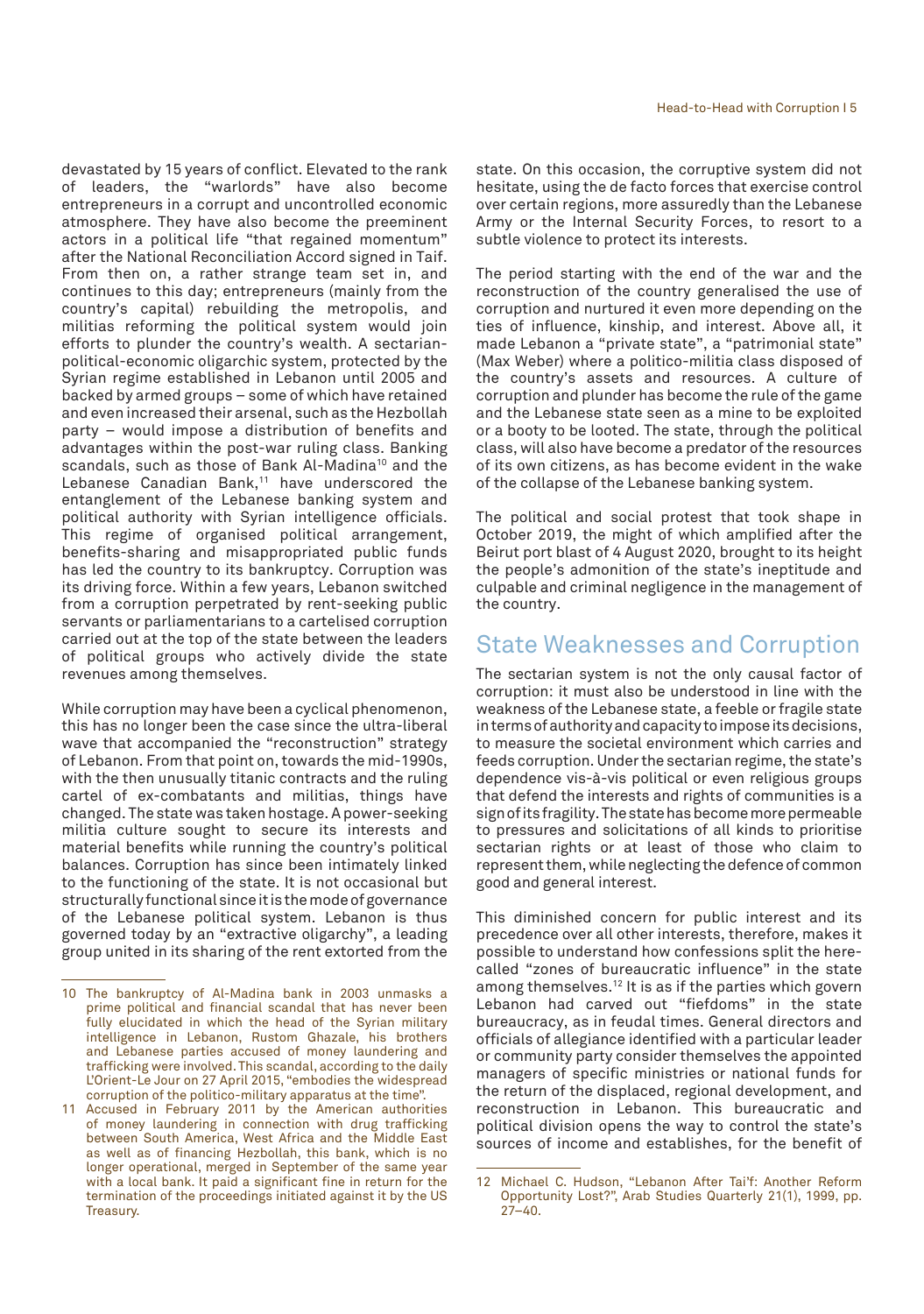devastated by 15 years of conflict. Elevated to the rank of leaders, the "warlords" have also become entrepreneurs in a corrupt and uncontrolled economic atmosphere. They have also become the preeminent actors in a political life "that regained momentum" after the National Reconciliation Accord signed in Taif. From then on, a rather strange team set in, and continues to this day; entrepreneurs (mainly from the country's capital) rebuilding the metropolis, and militias reforming the political system would join efforts to plunder the country's wealth. A sectarian-political-economic oligarchic system, protected by the Syrian regime established in Lebanon until 2005 and backed by armed groups – some of which have retained and even increased their arsenal, such as the Hezbollah party – would impose a distribution of benefits and advantages within the post-war ruling class. Banking scandals, such as those of Bank Al-Madina[10] and the Lebanese Canadian Bank,[11] have underscored the entanglement of the Lebanese banking system and political authority with Syrian intelligence officials. This regime of organised political arrangement, benefits-sharing and misappropriated public funds has led the country to its bankruptcy. Corruption was its driving force. Within a few years, Lebanon switched from a corruption perpetrated by rent-seeking public servants or parliamentarians to a cartelised corruption carried out at the top of the state between the leaders of political groups who actively divide the state revenues among themselves.

While corruption may have been a cyclical phenomenon, this has no longer been the case since the ultra-liberal wave that accompanied the "reconstruction" strategy of Lebanon. From that point on, towards the mid-1990s, with the then unusually titanic contracts and the ruling cartel of ex-combatants and militias, things have changed. The state was taken hostage. A power-seeking militia culture sought to secure its interests and material benefits while running the country's political balances. Corruption has since been intimately linked to the functioning of the state. It is not occasional but structurally functional since it is the mode of governance of the Lebanese political system. Lebanon is thus governed today by an "extractive oligarchy", a leading group united in its sharing of the rent extorted from the state. On this occasion, the corruptive system did not hesitate, using the de facto forces that exercise control over certain regions, more assuredly than the Lebanese Army or the Internal Security Forces, to resort to a subtle violence to protect its interests.

The period starting with the end of the war and the reconstruction of the country generalised the use of corruption and nurtured it even more depending on the ties of influence, kinship, and interest. Above all, it made Lebanon a "private state", a "patrimonial state" (Max Weber) where a politico-militia class disposed of the country's assets and resources. A culture of corruption and plunder has become the rule of the game and the Lebanese state seen as a mine to be exploited or a booty to be looted. The state, through the political class, will also have become a predator of the resources of its own citizens, as has become evident in the wake of the collapse of the Lebanese banking system.

The political and social protest that took shape in October 2019, the might of which amplified after the Beirut port blast of 4 August 2020, brought to its height the people's admonition of the state's ineptitude and culpable and criminal negligence in the management of the country.

## State Weaknesses and Corruption

The sectarian system is not the only causal factor of corruption: it must also be understood in line with the weakness of the Lebanese state, a feeble or fragile state in terms of authority and capacity to impose its decisions, to measure the societal environment which carries and feeds corruption. Under the sectarian regime, the state's dependence vis-à-vis political or even religious groups that defend the interests and rights of communities is a sign of its fragility. The state has become more permeable to pressures and solicitations of all kinds to prioritise sectarian rights or at least of those who claim to represent them, while neglecting the defence of common good and general interest.

This diminished concern for public interest and its precedence over all other interests, therefore, makes it possible to understand how confessions split the here-called "zones of bureaucratic influence" in the state among themselves.[12] It is as if the parties which govern Lebanon had carved out "fiefdoms" in the state bureaucracy, as in feudal times. General directors and officials of allegiance identified with a particular leader or community party consider themselves the appointed managers of specific ministries or national funds for the return of the displaced, regional development, and reconstruction in Lebanon. This bureaucratic and political division opens the way to control the state's sources of income and establishes, for the benefit of

---

10 The bankruptcy of Al-Madina bank in 2003 unmasks a prime political and financial scandal that has never been fully elucidated in which the head of the Syrian military intelligence in Lebanon, Rustom Ghazale, his brothers and Lebanese parties accused of money laundering and trafficking were involved. This scandal, according to the daily L'Orient-Le Jour on 27 April 2015, "embodies the widespread corruption of the politico-military apparatus at the time".

11 Accused in February 2011 by the American authorities of money laundering in connection with drug trafficking between South America, West Africa and the Middle East as well as of financing Hezbollah, this bank, which is no longer operational, merged in September of the same year with a local bank. It paid a significant fine in return for the termination of the proceedings initiated against it by the US Treasury.

12 Michael C. Hudson, "Lebanon After Ta'if: Another Reform Opportunity Lost?", Arab Studies Quarterly 21(1), 1999, pp. 27–40.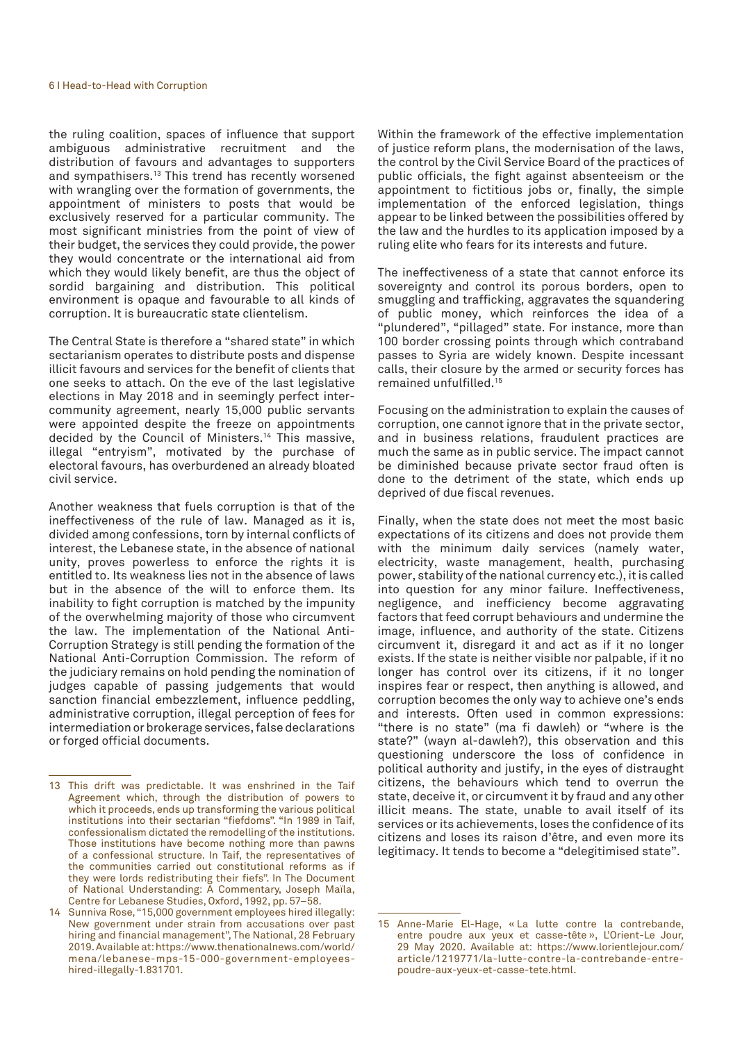the ruling coalition, spaces of influence that support ambiguous administrative recruitment and the distribution of favours and advantages to supporters and sympathisers.[13] This trend has recently worsened with wrangling over the formation of governments, the appointment of ministers to posts that would be exclusively reserved for a particular community. The most significant ministries from the point of view of their budget, the services they could provide, the power they would concentrate or the international aid from which they would likely benefit, are thus the object of sordid bargaining and distribution. This political environment is opaque and favourable to all kinds of corruption. It is bureaucratic state clientelism.

The Central State is therefore a "shared state" in which sectarianism operates to distribute posts and dispense illicit favours and services for the benefit of clients that one seeks to attach. On the eve of the last legislative elections in May 2018 and in seemingly perfect inter-community agreement, nearly 15,000 public servants were appointed despite the freeze on appointments decided by the Council of Ministers.[14] This massive, illegal "entryism", motivated by the purchase of electoral favours, has overburdened an already bloated civil service.

Another weakness that fuels corruption is that of the ineffectiveness of the rule of law. Managed as it is, divided among confessions, torn by internal conflicts of interest, the Lebanese state, in the absence of national unity, proves powerless to enforce the rights it is entitled to. Its weakness lies not in the absence of laws but in the absence of the will to enforce them. Its inability to fight corruption is matched by the impunity of the overwhelming majority of those who circumvent the law. The implementation of the National Anti-Corruption Strategy is still pending the formation of the National Anti-Corruption Commission. The reform of the judiciary remains on hold pending the nomination of judges capable of passing judgements that would sanction financial embezzlement, influence peddling, administrative corruption, illegal perception of fees for intermediation or brokerage services, false declarations or forged official documents.

Within the framework of the effective implementation of justice reform plans, the modernisation of the laws, the control by the Civil Service Board of the practices of public officials, the fight against absenteeism or the appointment to fictitious jobs or, finally, the simple implementation of the enforced legislation, things appear to be linked between the possibilities offered by the law and the hurdles to its application imposed by a ruling elite who fears for its interests and future.

The ineffectiveness of a state that cannot enforce its sovereignty and control its porous borders, open to smuggling and trafficking, aggravates the squandering of public money, which reinforces the idea of a "plundered", "pillaged" state. For instance, more than 100 border crossing points through which contraband passes to Syria are widely known. Despite incessant calls, their closure by the armed or security forces has remained unfulfilled.[15]

Focusing on the administration to explain the causes of corruption, one cannot ignore that in the private sector, and in business relations, fraudulent practices are much the same as in public service. The impact cannot be diminished because private sector fraud often is done to the detriment of the state, which ends up deprived of due fiscal revenues.

Finally, when the state does not meet the most basic expectations of its citizens and does not provide them with the minimum daily services (namely water, electricity, waste management, health, purchasing power, stability of the national currency etc.), it is called into question for any minor failure. Ineffectiveness, negligence, and inefficiency become aggravating factors that feed corrupt behaviours and undermine the image, influence, and authority of the state. Citizens circumvent it, disregard it and act as if it no longer exists. If the state is neither visible nor palpable, if it no longer has control over its citizens, if it no longer inspires fear or respect, then anything is allowed, and corruption becomes the only way to achieve one's ends and interests. Often used in common expressions: "there is no state" (ma fi dawleh) or "where is the state?" (wayn al-dawleh?), this observation and this questioning underscore the loss of confidence in political authority and justify, in the eyes of distraught citizens, the behaviours which tend to overrun the state, deceive it, or circumvent it by fraud and any other illicit means. The state, unable to avail itself of its services or its achievements, loses the confidence of its citizens and loses its raison d'être, and even more its legitimacy. It tends to become a "delegitimised state".

---

13 This drift was predictable. It was enshrined in the Taif Agreement which, through the distribution of powers to which it proceeds, ends up transforming the various political institutions into their sectarian "fiefdoms". "In 1989 in Taif, confessionalism dictated the remodelling of the institutions. Those institutions have become nothing more than pawns of a confessional structure. In Taif, the representatives of the communities carried out constitutional reforms as if they were lords redistributing their fiefs". In The Document of National Understanding: A Commentary, Joseph Maïla, Centre for Lebanese Studies, Oxford, 1992, pp. 57–58.

14 Sunniva Rose, "15,000 government employees hired illegally: New government under strain from accusations over past hiring and financial management", The National, 28 February 2019. Available at: https://www.thenationalnews.com/world/mena/lebanese-mps-15-000-government-employees-hired-illegally-1.831701.

15 Anne-Marie El-Hage, « La lutte contre la contrebande, entre poudre aux yeux et casse-tête », L'Orient-Le Jour, 29 May 2020. Available at: https://www.lorientlejour.com/article/1219771/la-lutte-contre-la-contrebande-entre-poudre-aux-yeux-et-casse-tete.html.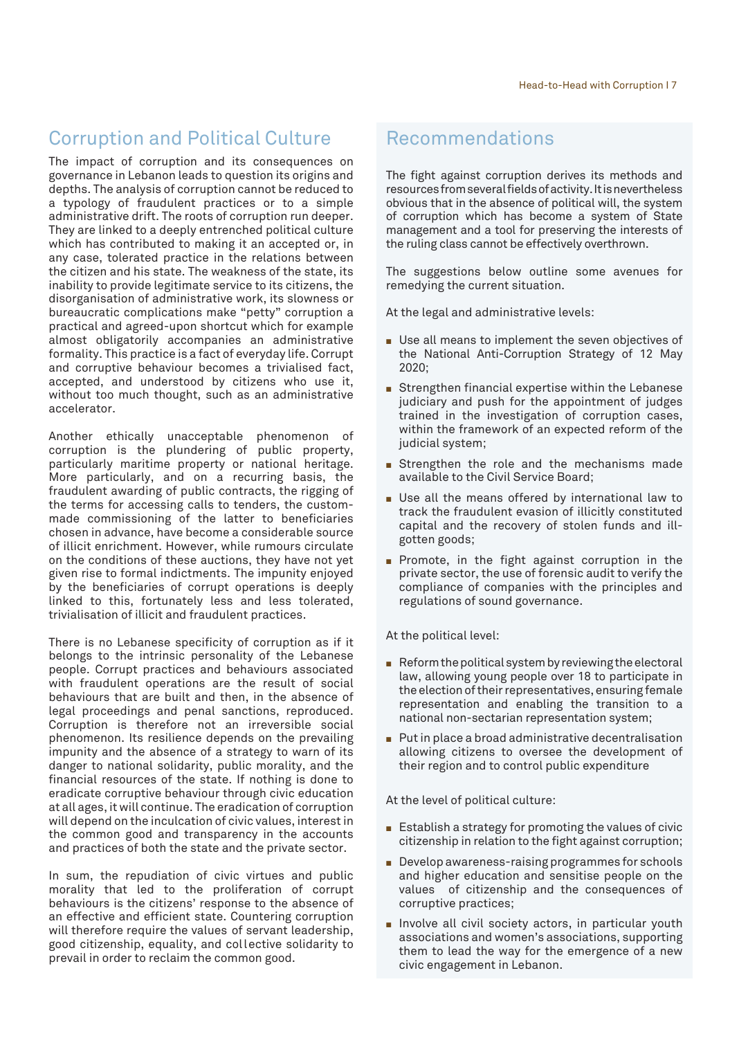## Corruption and Political Culture

The impact of corruption and its consequences on governance in Lebanon leads to question its origins and depths. The analysis of corruption cannot be reduced to a typology of fraudulent practices or to a simple administrative drift. The roots of corruption run deeper. They are linked to a deeply entrenched political culture which has contributed to making it an accepted or, in any case, tolerated practice in the relations between the citizen and his state. The weakness of the state, its inability to provide legitimate service to its citizens, the disorganisation of administrative work, its slowness or bureaucratic complications make "petty" corruption a practical and agreed-upon shortcut which for example almost obligatorily accompanies an administrative formality. This practice is a fact of everyday life. Corrupt and corruptive behaviour becomes a trivialised fact, accepted, and understood by citizens who use it, without too much thought, such as an administrative accelerator.

Another ethically unacceptable phenomenon of corruption is the plundering of public property, particularly maritime property or national heritage. More particularly, and on a recurring basis, the fraudulent awarding of public contracts, the rigging of the terms for accessing calls to tenders, the custom-made commissioning of the latter to beneficiaries chosen in advance, have become a considerable source of illicit enrichment. However, while rumours circulate on the conditions of these auctions, they have not yet given rise to formal indictments. The impunity enjoyed by the beneficiaries of corrupt operations is deeply linked to this, fortunately less and less tolerated, trivialisation of illicit and fraudulent practices.

There is no Lebanese specificity of corruption as if it belongs to the intrinsic personality of the Lebanese people. Corrupt practices and behaviours associated with fraudulent operations are the result of social behaviours that are built and then, in the absence of legal proceedings and penal sanctions, reproduced. Corruption is therefore not an irreversible social phenomenon. Its resilience depends on the prevailing impunity and the absence of a strategy to warn of its danger to national solidarity, public morality, and the financial resources of the state. If nothing is done to eradicate corruptive behaviour through civic education at all ages, it will continue. The eradication of corruption will depend on the inculcation of civic values, interest in the common good and transparency in the accounts and practices of both the state and the private sector.

In sum, the repudiation of civic virtues and public morality that led to the proliferation of corrupt behaviours is the citizens' response to the absence of an effective and efficient state. Countering corruption will therefore require the values of servant leadership, good citizenship, equality, and collective solidarity to prevail in order to reclaim the common good.

## Recommendations

The fight against corruption derives its methods and resources from several fields of activity. It is nevertheless obvious that in the absence of political will, the system of corruption which has become a system of State management and a tool for preserving the interests of the ruling class cannot be effectively overthrown.

The suggestions below outline some avenues for remedying the current situation.

At the legal and administrative levels:

- Use all means to implement the seven objectives of the National Anti-Corruption Strategy of 12 May 2020;
- Strengthen financial expertise within the Lebanese judiciary and push for the appointment of judges trained in the investigation of corruption cases, within the framework of an expected reform of the judicial system;
- Strengthen the role and the mechanisms made available to the Civil Service Board;
- Use all the means offered by international law to track the fraudulent evasion of illicitly constituted capital and the recovery of stolen funds and ill-gotten goods;
- Promote, in the fight against corruption in the private sector, the use of forensic audit to verify the compliance of companies with the principles and regulations of sound governance.

At the political level:

- Reform the political system by reviewing the electoral law, allowing young people over 18 to participate in the election of their representatives, ensuring female representation and enabling the transition to a national non-sectarian representation system;
- Put in place a broad administrative decentralisation allowing citizens to oversee the development of their region and to control public expenditure

At the level of political culture:

- Establish a strategy for promoting the values of civic citizenship in relation to the fight against corruption;
- Develop awareness-raising programmes for schools and higher education and sensitise people on the values of citizenship and the consequences of corruptive practices;
- Involve all civil society actors, in particular youth associations and women's associations, supporting them to lead the way for the emergence of a new civic engagement in Lebanon.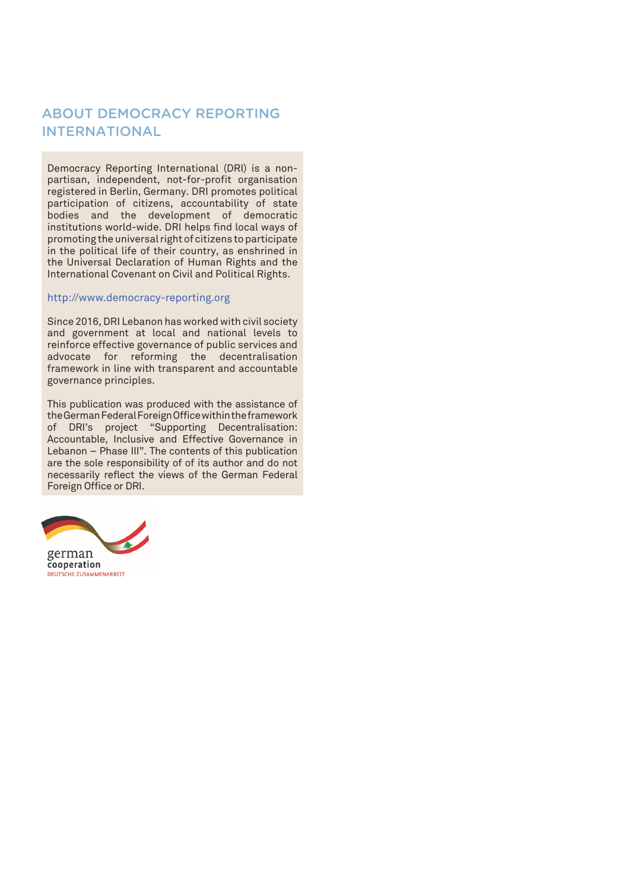## ABOUT DEMOCRACY REPORTING INTERNATIONAL

Democracy Reporting International (DRI) is a non-partisan, independent, not-for-profit organisation registered in Berlin, Germany. DRI promotes political participation of citizens, accountability of state bodies and the development of democratic institutions world-wide. DRI helps find local ways of promoting the universal right of citizens to participate in the political life of their country, as enshrined in the Universal Declaration of Human Rights and the International Covenant on Civil and Political Rights.

http://www.democracy-reporting.org

Since 2016, DRI Lebanon has worked with civil society and government at local and national levels to reinforce effective governance of public services and advocate for reforming the decentralisation framework in line with transparent and accountable governance principles.

This publication was produced with the assistance of the German Federal Foreign Office within the framework of DRI's project "Supporting Decentralisation: Accountable, Inclusive and Effective Governance in Lebanon – Phase III". The contents of this publication are the sole responsibility of of its author and do not necessarily reflect the views of the German Federal Foreign Office or DRI.

german cooperation
DEUTSCHE ZUSAMMENARBEIT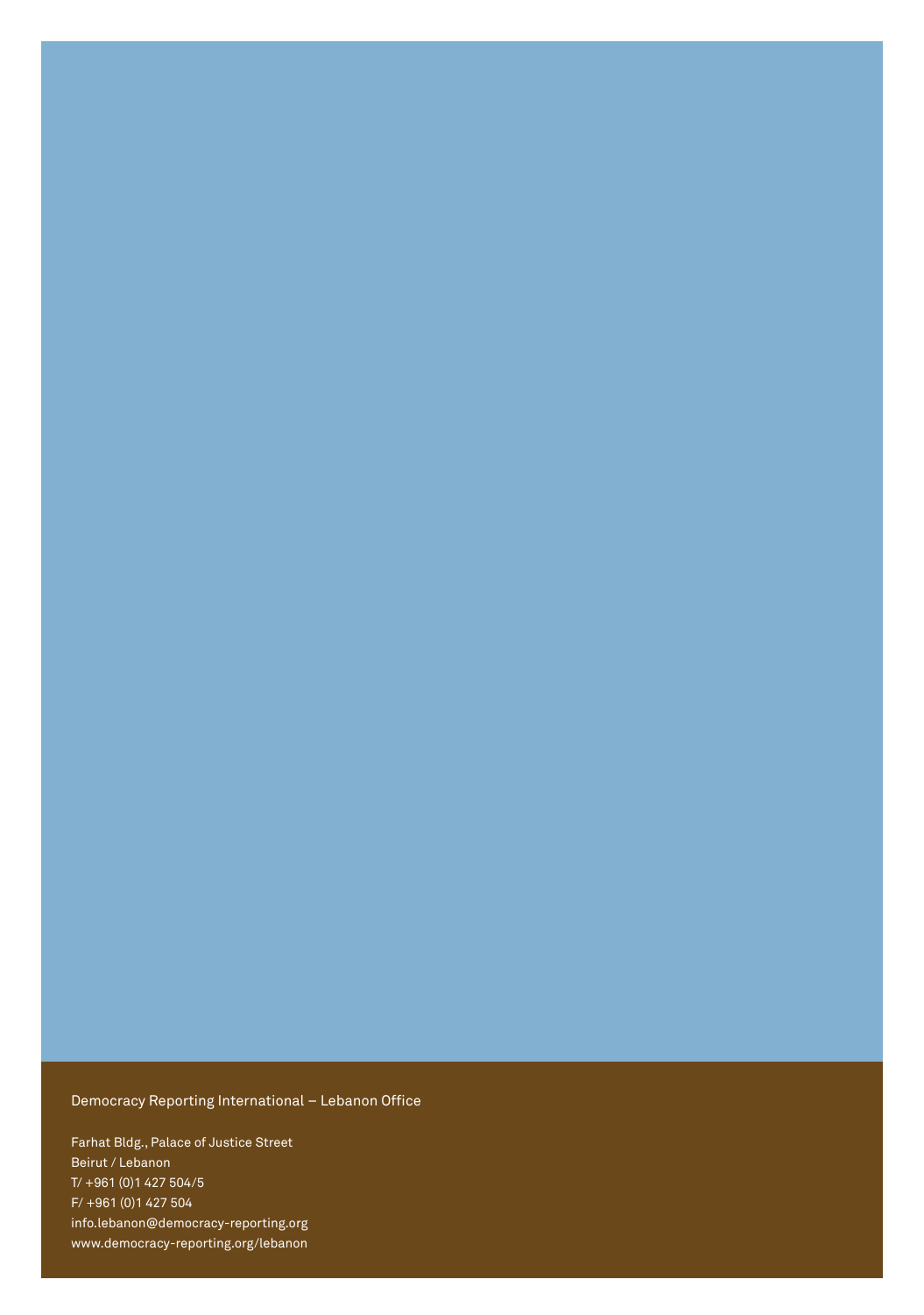Democracy Reporting International – Lebanon Office

Farhat Bldg., Palace of Justice Street
Beirut / Lebanon
T/ +961 (0)1 427 504/5
F/ +961 (0)1 427 504
info.lebanon@democracy-reporting.org
www.democracy-reporting.org/lebanon